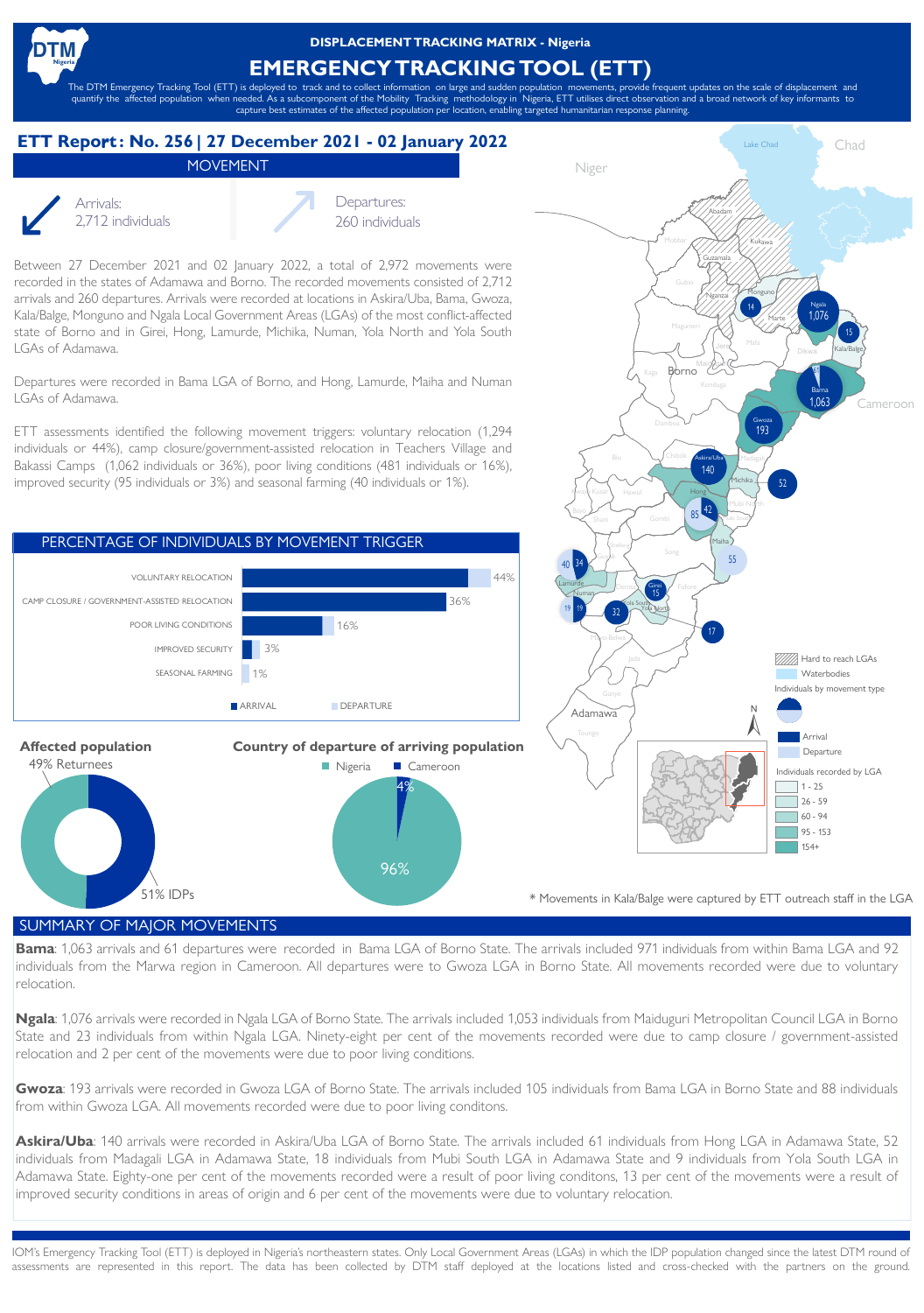# DISPLACEMENT TRACKING MATRIX - Nigeria

# EMERGENCY TRACKING TOOL (ETT)

The DTM Emergency Tracking Tool (ETT) is deployed to track and to collect information on large and sudden population movements, provide frequent updates on the scale of displacement and quantify the affected population when needed. As a subcomponent of the Mobility Tracking methodology in Nigeria, ETT utilises direct observation and a broad network of key informants to capture best estimates of the affected population per location, enabling targeted humanitarian response planning.

## ETT Report: No. 256 | 27 December 2021 - 02 January 2022

### MOVEMENT

Arrivals: 2,712 individuals

Departures: 260 individuals

Between 27 December 2021 and 02 January 2022, a total of 2,972 movements were recorded in the states of Adamawa and Borno. The recorded movements consisted of 2,712 arrivals and 260 departures. Arrivals were recorded at locations in Askira/Uba, Bama, Gwoza, Kala/Balge, Monguno and Ngala Local Government Areas (LGAs) of the most conflict-affected state of Borno and in Girei, Hong, Lamurde, Michika, Numan, Yola North and Yola South LGAs of Adamawa.

Departures were recorded in Bama LGA of Borno, and Hong, Lamurde, Maiha and Numan LGAs of Adamawa.

ETT assessments identified the following movement triggers: voluntary relocation (1,294 individuals or 44%), camp closure/government-assisted relocation in Teachers Village and Bakassi Camps (1,062 individuals or 36%), poor living conditions (481 individuals or 16%), improved security (95 individuals or 3%) and seasonal farming (40 individuals or 1%).

### PERCENTAGE OF INDIVIDUALS BY MOVEMENT TRIGGER

| Movement trigger | Percentage |
|---|---|
| VOLUNTARY RELOCATION | 44% |
| CAMP CLOSURE / GOVERNMENT-ASSISTED RELOCATION | 36% |
| POOR LIVING CONDITIONS | 16% |
| IMPROVED SECURITY | 3% |
| SEASONAL FARMING | 1% |

ARRIVAL / DEPARTURE

### Affected population

49% Returnees

51% IDPs

### Country of departure of arriving population

Nigeria: 96%

Cameroon: 4%

\* Movements in Kala/Balge were captured by ETT outreach staff in the LGA

### SUMMARY OF MAJOR MOVEMENTS

**Bama**: 1,063 arrivals and 61 departures were recorded in Bama LGA of Borno State. The arrivals included 971 individuals from within Bama LGA and 92 individuals from the Marwa region in Cameroon. All departures were to Gwoza LGA in Borno State. All movements recorded were due to voluntary relocation.

**Ngala**: 1,076 arrivals were recorded in Ngala LGA of Borno State. The arrivals included 1,053 individuals from Maiduguri Metropolitan Council LGA in Borno State and 23 individuals from within Ngala LGA. Ninety-eight per cent of the movements recorded were due to camp closure / government-assisted relocation and 2 per cent of the movements were due to poor living conditions.

**Gwoza**: 193 arrivals were recorded in Gwoza LGA of Borno State. The arrivals included 105 individuals from Bama LGA in Borno State and 88 individuals from within Gwoza LGA. All movements recorded were due to poor living conditons.

**Askira/Uba**: 140 arrivals were recorded in Askira/Uba LGA of Borno State. The arrivals included 61 individuals from Hong LGA in Adamawa State, 52 individuals from Madagali LGA in Adamawa State, 18 individuals from Mubi South LGA in Adamawa State and 9 individuals from Yola South LGA in Adamawa State. Eighty-one per cent of the movements recorded were a result of poor living conditons, 13 per cent of the movements were a result of improved security conditions in areas of origin and 6 per cent of the movements were due to voluntary relocation.

IOM's Emergency Tracking Tool (ETT) is deployed in Nigeria's northeastern states. Only Local Government Areas (LGAs) in which the IDP population changed since the latest DTM round of assessments are represented in this report. The data has been collected by DTM staff deployed at the locations listed and cross-checked with the partners on the ground.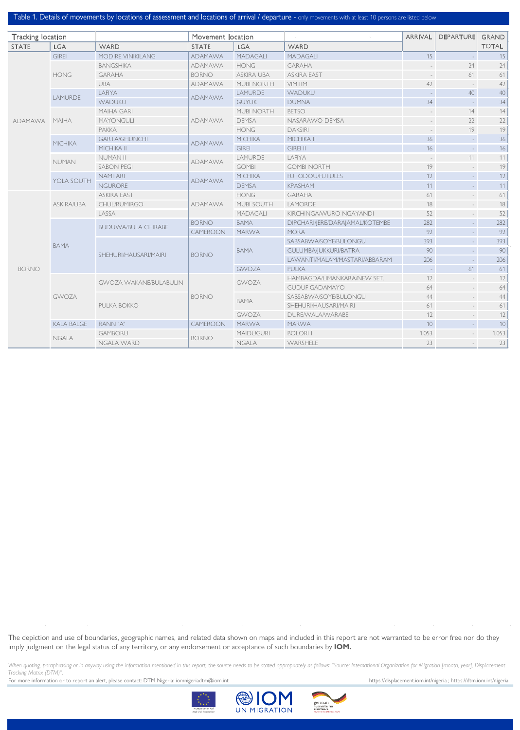## Table 1. Details of movements by locations of assessment and locations of arrival / departure - only movements with at least 10 persons are listed below

| Tracking location | | | Movement location | | | ARRIVAL | DEPARTURE | GRAND TOTAL |
|---|---|---|---|---|---|---|---|---|
| STATE | LGA | WARD | STATE | LGA | WARD | | | |
| ADAMAWA | GIREI | MODIRE VINIKILANG | ADAMAWA | MADAGALI | MADAGALI | 15 | - | 15 |
| | HONG | BANGSHIKA | ADAMAWA | HONG | GARAHA | - | 24 | 24 |
| | | GARAHA | BORNO | ASKIRA UBA | ASKIRA EAST | - | 61 | 61 |
| | | UBA | ADAMAWA | MUBI NORTH | VIMTIM | 42 | - | 42 |
| | LAMURDE | LAFIYA | ADAMAWA | LAMURDE | WADUKU | - | 40 | 40 |
| | | WADUKU | | GUYUK | DUMNA | 34 | - | 34 |
| | MAIHA | MAIHA GARI | ADAMAWA | MUBI NORTH | BETSO | - | 14 | 14 |
| | | MAYONGULI | | DEMSA | NASARAWO DEMSA | - | 22 | 22 |
| | | PAKKA | | HONG | DAKSIRI | - | 19 | 19 |
| | MICHIKA | GARTA/GHUNCHI | ADAMAWA | MICHIKA | MICHIKA II | 36 | - | 36 |
| | | MICHIKA II | | GIREI | GIREI II | 16 | - | 16 |
| | NUMAN | NUMAN II | ADAMAWA | LAMURDE | LAFIYA | - | 11 | 11 |
| | | SABON PEGI | | GOMBI | GOMBI NORTH | 19 | - | 19 |
| | YOLA SOUTH | NAMTARI | ADAMAWA | MICHIKA | FUTODOU/FUTULES | 12 | - | 12 |
| | | NGURORE | | DEMSA | KPASHAM | 11 | - | 11 |
| BORNO | ASKIRA/UBA | ASKIRA EAST | ADAMAWA | HONG | GARAHA | 61 | - | 61 |
| | | CHUL/RUMIRGO | | MUBI SOUTH | LAMORDE | 18 | - | 18 |
| | | LASSA | | MADAGALI | KIRCHINGA/WURO NGAYANDI | 52 | - | 52 |
| | BAMA | BUDUWA/BULA CHIRABE | BORNO | BAMA | DIPCHARI/JERE/DARAJAMAL/KOTEMBE | 282 | - | 282 |
| | | | CAMEROON | MARWA | MORA | 92 | - | 92 |
| | | SHEHURI/HAUSARI/MAIRI | BORNO | BAMA | SABSABWA/SOYE/BULONGU | 393 | - | 393 |
| | | | | | GULUMBA/JUKKURI/BATRA | 90 | - | 90 |
| | | | | | LAWANTI/MALAM/MASTARI/ABBARAM | 206 | - | 206 |
| | | | | GWOZA | PULKA | - | 61 | 61 |
| | GWOZA | GWOZA WAKANE/BULABULIN | BORNO | GWOZA | HAMBAGDA/LIMANKARA/NEW SET. | 12 | - | 12 |
| | | | | | GUDUF GADAMAYO | 64 | - | 64 |
| | | PULKA BOKKO | | BAMA | SABSABWA/SOYE/BULONGU | 44 | - | 44 |
| | | | | | SHEHURI/HAUSARI/MAIRI | 61 | - | 61 |
| | | | | GWOZA | DURE/WALA/WARABE | 12 | - | 12 |
| | KALA BALGE | RANN "A" | CAMEROON | MARWA | MARWA | 10 | - | 10 |
| | NGALA | GAMBORU | BORNO | MAIDUGURI | BOLORI I | 1,053 | - | 1,053 |
| | | NGALA WARD | | NGALA | WARSHELE | 23 | - | 23 |

The depiction and use of boundaries, geographic names, and related data shown on maps and included in this report are not warranted to be error free nor do they imply judgment on the legal status of any territory, or any endorsement or acceptance of such boundaries by **IOM.**

*When quoting, paraphrasing or in anyway using the information mentioned in this report, the source needs to be stated appropriately as follows: "Source: International Organization for Migration [month, year], Displacement Tracking Matrix (DTM)".*

For more information or to report an alert, please contact: DTM Nigeria: iomnigeriadtm@iom.int

https://displacement.iom.int/nigeria ; https://dtm.iom.int/nigeria